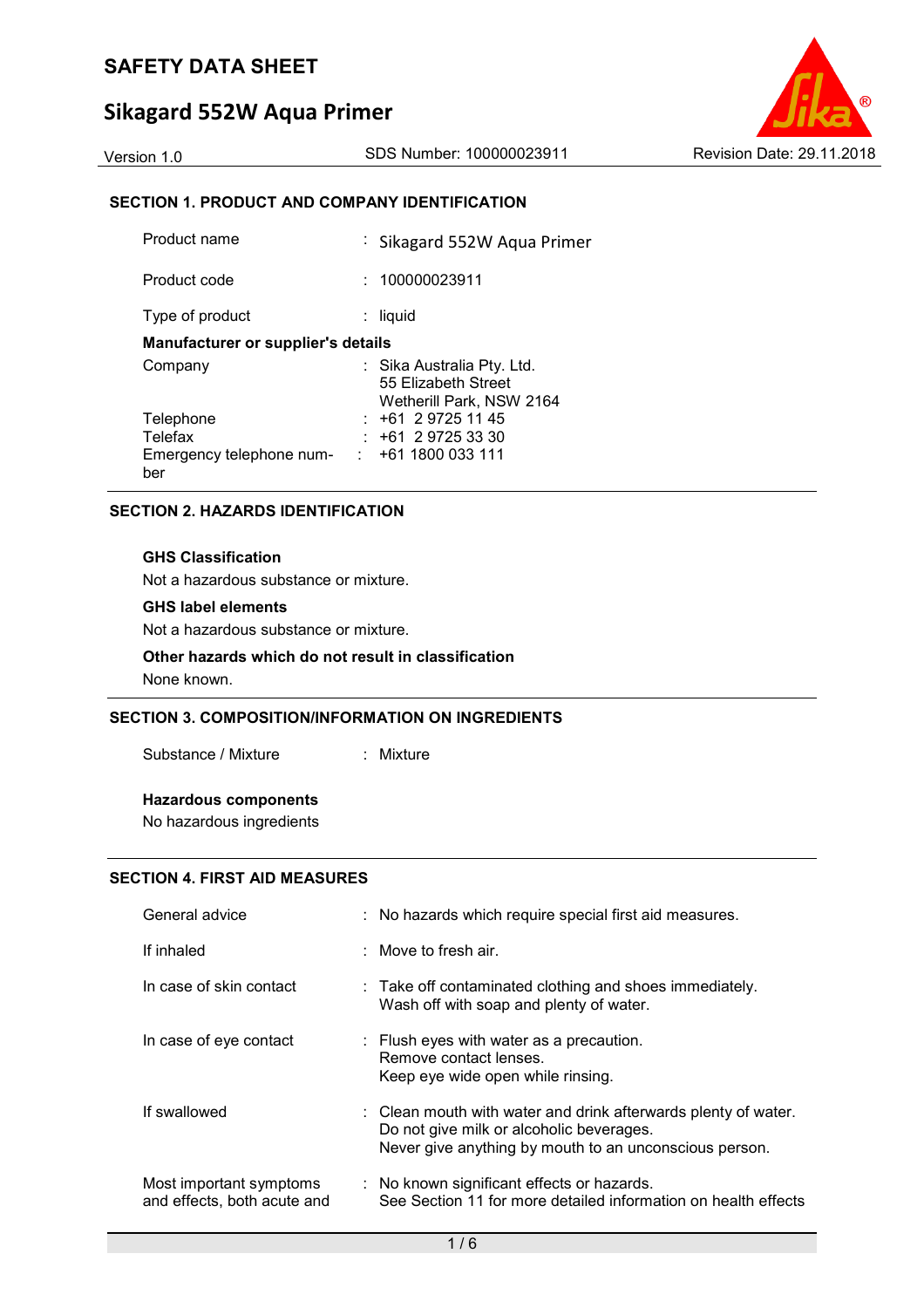# SAFETY DATA SHEET

# Sikagard 552W Aqua Primer

Version 1.0 | SDS Number: 100000023911 | Revision Date: 29.11.2018

## SECTION 1. PRODUCT AND COMPANY IDENTIFICATION

| | | |
|---|---|---|
| Product name | : | Sikagard 552W Aqua Primer |
| Product code | : | 100000023911 |
| Type of product | : | liquid |

**Manufacturer or supplier's details**

| | | |
|---|---|---|
| Company | : | Sika Australia Pty. Ltd.<br>55 Elizabeth Street<br>Wetherill Park, NSW 2164 |
| Telephone | : | +61 2 9725 11 45 |
| Telefax | : | +61 2 9725 33 30 |
| Emergency telephone number | : | +61 1800 033 111 |

## SECTION 2. HAZARDS IDENTIFICATION

**GHS Classification**

Not a hazardous substance or mixture.

**GHS label elements**

Not a hazardous substance or mixture.

**Other hazards which do not result in classification**

None known.

## SECTION 3. COMPOSITION/INFORMATION ON INGREDIENTS

| | | |
|---|---|---|
| Substance / Mixture | : | Mixture |

**Hazardous components**

No hazardous ingredients

## SECTION 4. FIRST AID MEASURES

| | | |
|---|---|---|
| General advice | : | No hazards which require special first aid measures. |
| If inhaled | : | Move to fresh air. |
| In case of skin contact | : | Take off contaminated clothing and shoes immediately.<br>Wash off with soap and plenty of water. |
| In case of eye contact | : | Flush eyes with water as a precaution.<br>Remove contact lenses.<br>Keep eye wide open while rinsing. |
| If swallowed | : | Clean mouth with water and drink afterwards plenty of water.<br>Do not give milk or alcoholic beverages.<br>Never give anything by mouth to an unconscious person. |
| Most important symptoms and effects, both acute and | : | No known significant effects or hazards.<br>See Section 11 for more detailed information on health effects |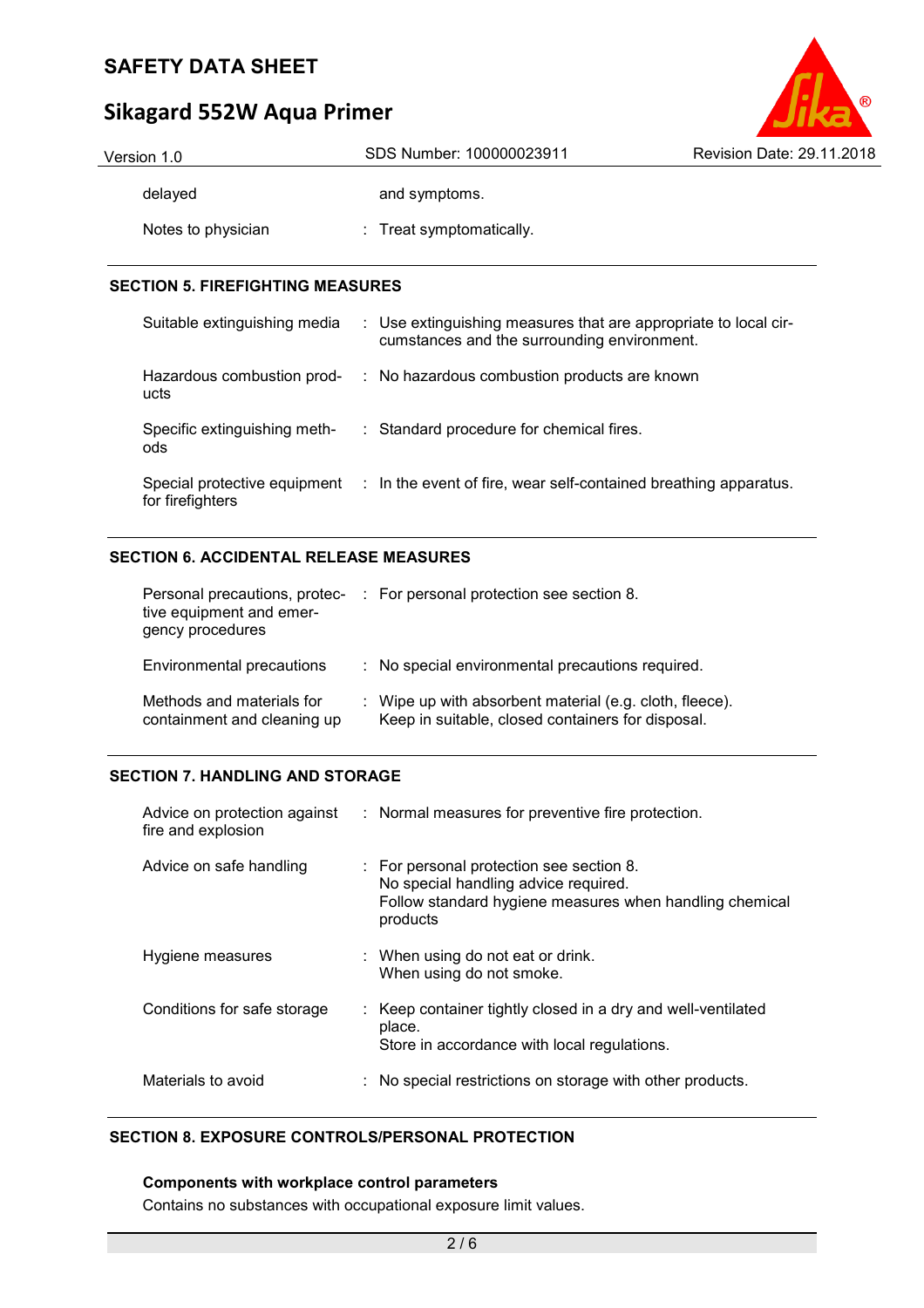| | | |
|---|---|---|
| delayed | | and symptoms. |
| Notes to physician | : | Treat symptomatically. |

## SECTION 5. FIREFIGHTING MEASURES

| | | |
|---|---|---|
| Suitable extinguishing media | : | Use extinguishing measures that are appropriate to local circumstances and the surrounding environment. |
| Hazardous combustion products | : | No hazardous combustion products are known |
| Specific extinguishing methods | : | Standard procedure for chemical fires. |
| Special protective equipment for firefighters | : | In the event of fire, wear self-contained breathing apparatus. |

## SECTION 6. ACCIDENTAL RELEASE MEASURES

| | | |
|---|---|---|
| Personal precautions, protective equipment and emergency procedures | : | For personal protection see section 8. |
| Environmental precautions | : | No special environmental precautions required. |
| Methods and materials for containment and cleaning up | : | Wipe up with absorbent material (e.g. cloth, fleece).<br>Keep in suitable, closed containers for disposal. |

## SECTION 7. HANDLING AND STORAGE

| | | |
|---|---|---|
| Advice on protection against fire and explosion | : | Normal measures for preventive fire protection. |
| Advice on safe handling | : | For personal protection see section 8.<br>No special handling advice required.<br>Follow standard hygiene measures when handling chemical products |
| Hygiene measures | : | When using do not eat or drink.<br>When using do not smoke. |
| Conditions for safe storage | : | Keep container tightly closed in a dry and well-ventilated place.<br>Store in accordance with local regulations. |
| Materials to avoid | : | No special restrictions on storage with other products. |

## SECTION 8. EXPOSURE CONTROLS/PERSONAL PROTECTION

**Components with workplace control parameters**

Contains no substances with occupational exposure limit values.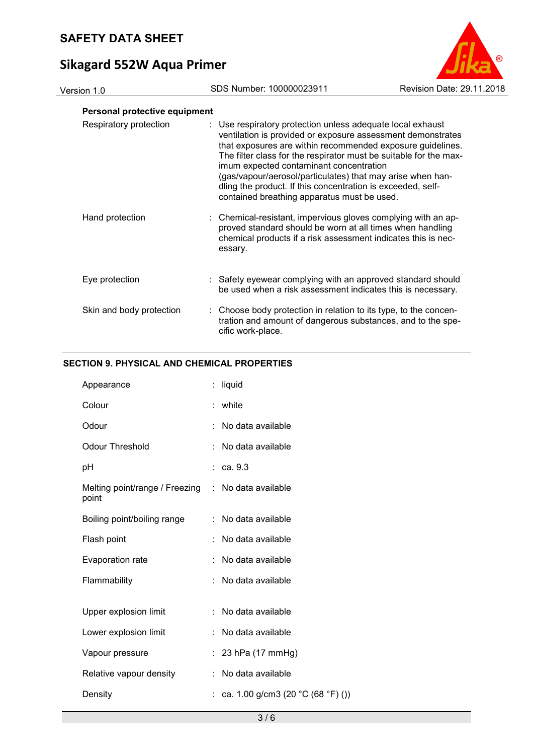**Personal protective equipment**

| | | |
|---|---|---|
| Respiratory protection | : | Use respiratory protection unless adequate local exhaust ventilation is provided or exposure assessment demonstrates that exposures are within recommended exposure guidelines. The filter class for the respirator must be suitable for the maximum expected contaminant concentration (gas/vapour/aerosol/particulates) that may arise when handling the product. If this concentration is exceeded, self-contained breathing apparatus must be used. |
| Hand protection | : | Chemical-resistant, impervious gloves complying with an approved standard should be worn at all times when handling chemical products if a risk assessment indicates this is necessary. |
| Eye protection | : | Safety eyewear complying with an approved standard should be used when a risk assessment indicates this is necessary. |
| Skin and body protection | : | Choose body protection in relation to its type, to the concentration and amount of dangerous substances, and to the specific work-place. |

## SECTION 9. PHYSICAL AND CHEMICAL PROPERTIES

| | | |
|---|---|---|
| Appearance | : | liquid |
| Colour | : | white |
| Odour | : | No data available |
| Odour Threshold | : | No data available |
| pH | : | ca. 9.3 |
| Melting point/range / Freezing point | : | No data available |
| Boiling point/boiling range | : | No data available |
| Flash point | : | No data available |
| Evaporation rate | : | No data available |
| Flammability | : | No data available |
| Upper explosion limit | : | No data available |
| Lower explosion limit | : | No data available |
| Vapour pressure | : | 23 hPa (17 mmHg) |
| Relative vapour density | : | No data available |
| Density | : | ca. 1.00 g/cm3 (20 °C (68 °F) ()) |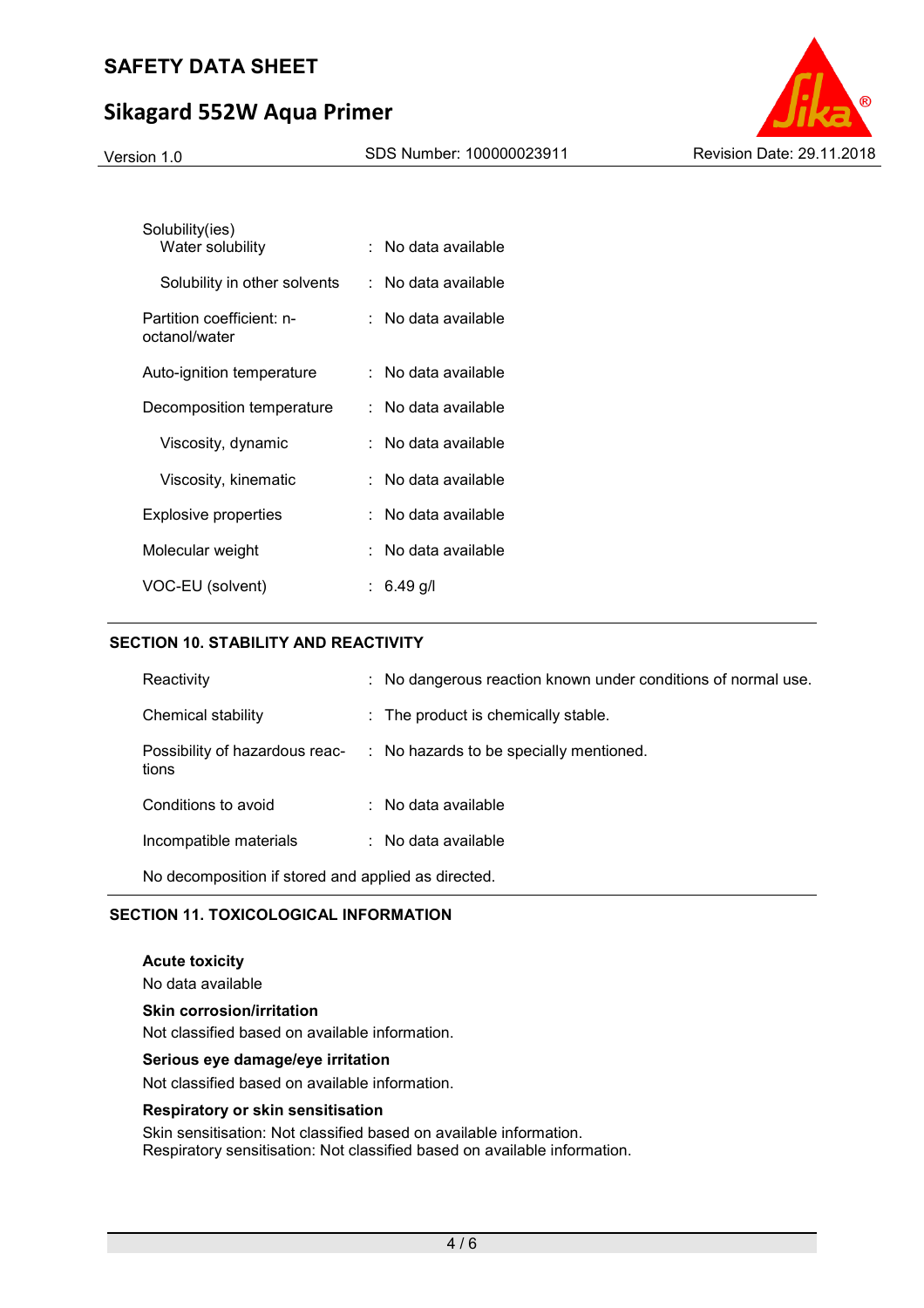| | | |
|---|---|---|
| Solubility(ies)<br>Water solubility | : | No data available |
| Solubility in other solvents | : | No data available |
| Partition coefficient: n-octanol/water | : | No data available |
| Auto-ignition temperature | : | No data available |
| Decomposition temperature | : | No data available |
| Viscosity, dynamic | : | No data available |
| Viscosity, kinematic | : | No data available |
| Explosive properties | : | No data available |
| Molecular weight | : | No data available |
| VOC-EU (solvent) | : | 6.49 g/l |

## SECTION 10. STABILITY AND REACTIVITY

| | | |
|---|---|---|
| Reactivity | : | No dangerous reaction known under conditions of normal use. |
| Chemical stability | : | The product is chemically stable. |
| Possibility of hazardous reactions | : | No hazards to be specially mentioned. |
| Conditions to avoid | : | No data available |
| Incompatible materials | : | No data available |

No decomposition if stored and applied as directed.

## SECTION 11. TOXICOLOGICAL INFORMATION

**Acute toxicity**

No data available

**Skin corrosion/irritation**

Not classified based on available information.

**Serious eye damage/eye irritation**

Not classified based on available information.

**Respiratory or skin sensitisation**

Skin sensitisation: Not classified based on available information.
Respiratory sensitisation: Not classified based on available information.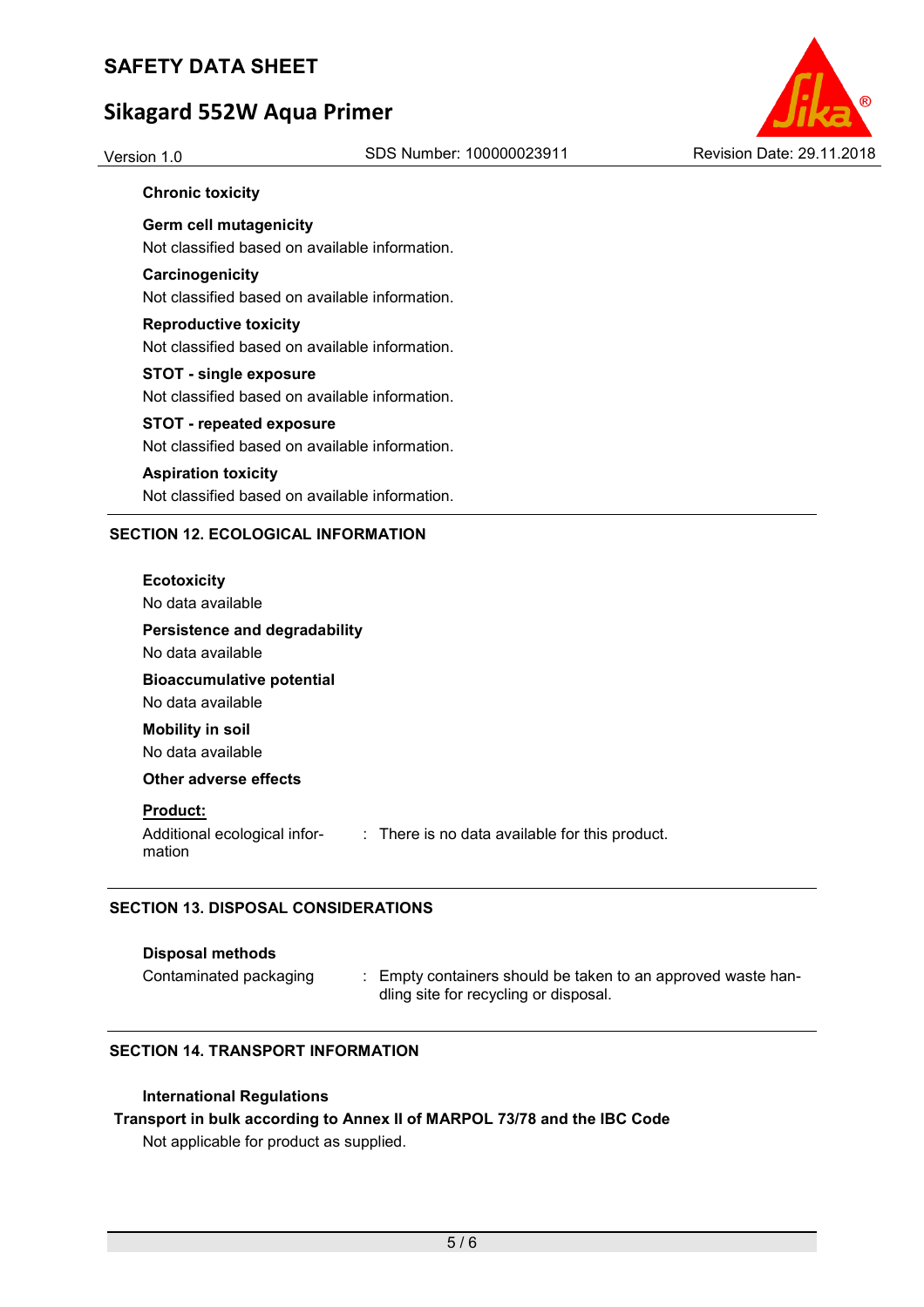**Chronic toxicity**

**Germ cell mutagenicity**
Not classified based on available information.

**Carcinogenicity**
Not classified based on available information.

**Reproductive toxicity**
Not classified based on available information.

**STOT - single exposure**
Not classified based on available information.

**STOT - repeated exposure**
Not classified based on available information.

**Aspiration toxicity**
Not classified based on available information.

## SECTION 12. ECOLOGICAL INFORMATION

**Ecotoxicity**
No data available

**Persistence and degradability**
No data available

**Bioaccumulative potential**
No data available

**Mobility in soil**
No data available

**Other adverse effects**

**Product:**

Additional ecological information : There is no data available for this product.

## SECTION 13. DISPOSAL CONSIDERATIONS

**Disposal methods**

Contaminated packaging : Empty containers should be taken to an approved waste handling site for recycling or disposal.

## SECTION 14. TRANSPORT INFORMATION

**International Regulations**

**Transport in bulk according to Annex II of MARPOL 73/78 and the IBC Code**
Not applicable for product as supplied.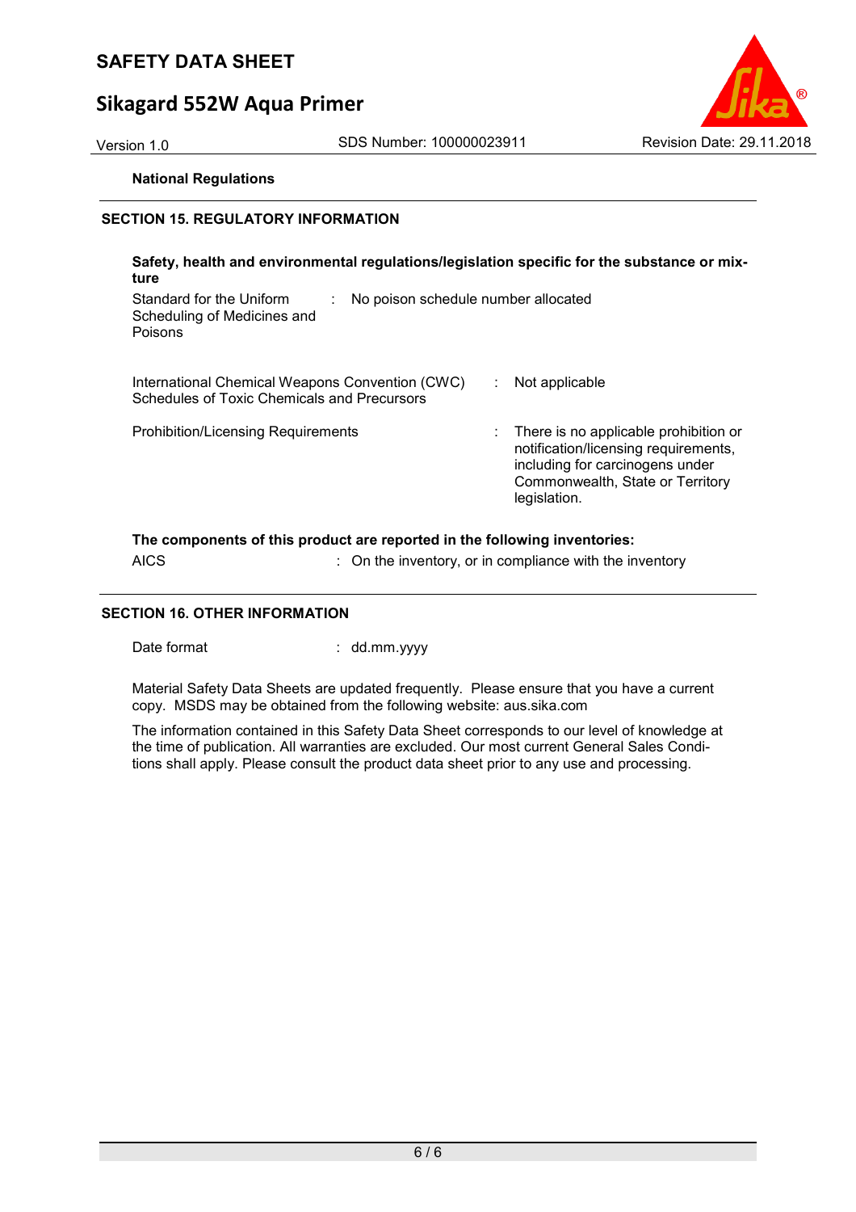**National Regulations**

## SECTION 15. REGULATORY INFORMATION

**Safety, health and environmental regulations/legislation specific for the substance or mixture**

| | | |
|---|---|---|
| Standard for the Uniform Scheduling of Medicines and Poisons | : | No poison schedule number allocated |
| International Chemical Weapons Convention (CWC) Schedules of Toxic Chemicals and Precursors | : | Not applicable |
| Prohibition/Licensing Requirements | : | There is no applicable prohibition or notification/licensing requirements, including for carcinogens under Commonwealth, State or Territory legislation. |

**The components of this product are reported in the following inventories:**

| | | |
|---|---|---|
| AICS | : | On the inventory, or in compliance with the inventory |

## SECTION 16. OTHER INFORMATION

| | | |
|---|---|---|
| Date format | : | dd.mm.yyyy |

Material Safety Data Sheets are updated frequently. Please ensure that you have a current copy. MSDS may be obtained from the following website: aus.sika.com

The information contained in this Safety Data Sheet corresponds to our level of knowledge at the time of publication. All warranties are excluded. Our most current General Sales Conditions shall apply. Please consult the product data sheet prior to any use and processing.